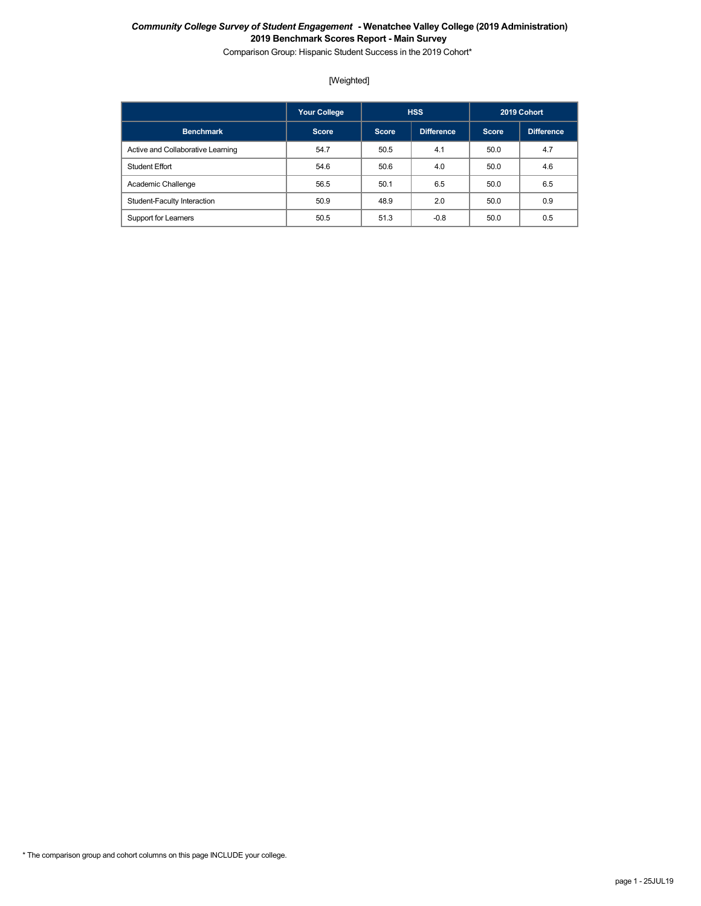***Community College Survey of Student Engagement* - Wenatchee Valley College (2019 Administration)**
**2019 Benchmark Scores Report - Main Survey**

Comparison Group: Hispanic Student Success in the 2019 Cohort*

[Weighted]

| | Your College | HSS | | 2019 Cohort | |
|---|---|---|---|---|---|
| **Benchmark** | **Score** | **Score** | **Difference** | **Score** | **Difference** |
| Active and Collaborative Learning | 54.7 | 50.5 | 4.1 | 50.0 | 4.7 |
| Student Effort | 54.6 | 50.6 | 4.0 | 50.0 | 4.6 |
| Academic Challenge | 56.5 | 50.1 | 6.5 | 50.0 | 6.5 |
| Student-Faculty Interaction | 50.9 | 48.9 | 2.0 | 50.0 | 0.9 |
| Support for Learners | 50.5 | 51.3 | -0.8 | 50.0 | 0.5 |

* The comparison group and cohort columns on this page INCLUDE your college.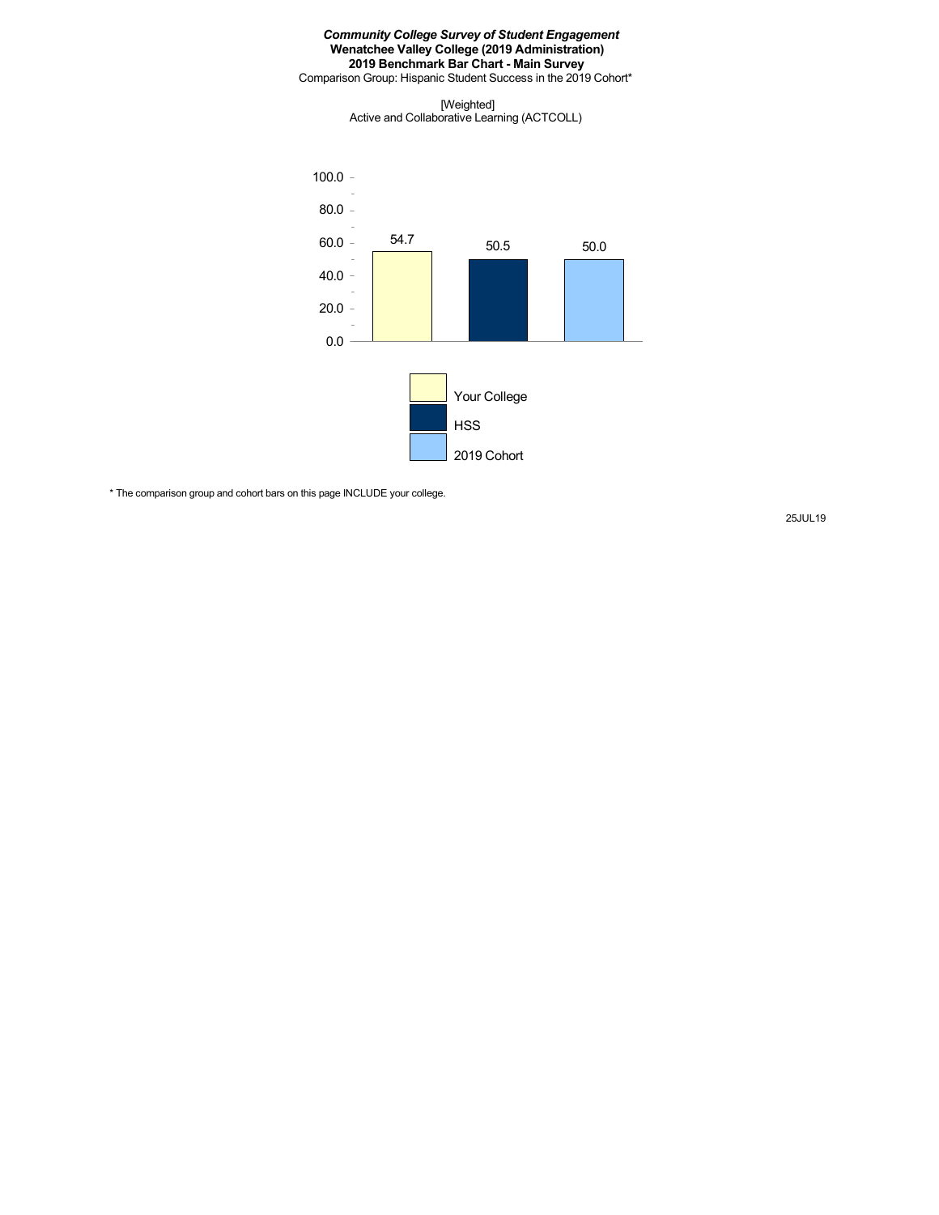***Community College Survey of Student Engagement***
**Wenatchee Valley College (2019 Administration)**
**2019 Benchmark Bar Chart - Main Survey**
Comparison Group: Hispanic Student Success in the 2019 Cohort*

[Weighted]
Active and Collaborative Learning (ACTCOLL)

| | Your College | HSS | 2019 Cohort |
|---|---|---|---|
| ACTCOLL | 54.7 | 50.5 | 50.0 |

\* The comparison group and cohort bars on this page INCLUDE your college.

25JUL19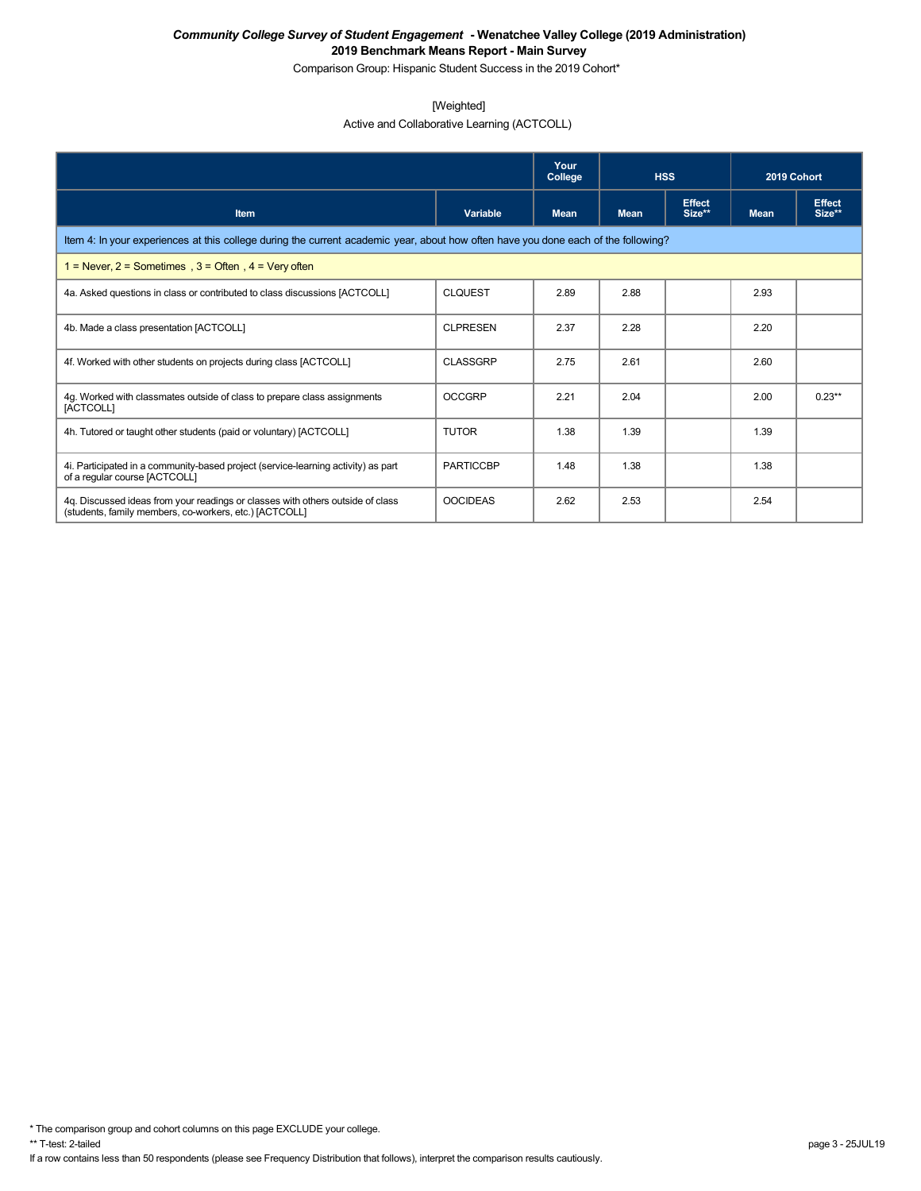***Community College Survey of Student Engagement* - Wenatchee Valley College (2019 Administration)**

**2019 Benchmark Means Report - Main Survey**

Comparison Group: Hispanic Student Success in the 2019 Cohort*

[Weighted]

Active and Collaborative Learning (ACTCOLL)

| | | Your College | HSS | | 2019 Cohort | |
|---|---|---|---|---|---|---|
| **Item** | **Variable** | **Mean** | **Mean** | **Effect Size**** | **Mean** | **Effect Size**** |
| Item 4: In your experiences at this college during the current academic year, about how often have you done each of the following? | | | | | | |
| 1 = Never, 2 = Sometimes , 3 = Often , 4 = Very often | | | | | | |
| 4a. Asked questions in class or contributed to class discussions [ACTCOLL] | CLQUEST | 2.89 | 2.88 | | 2.93 | |
| 4b. Made a class presentation [ACTCOLL] | CLPRESEN | 2.37 | 2.28 | | 2.20 | |
| 4f. Worked with other students on projects during class [ACTCOLL] | CLASSGRP | 2.75 | 2.61 | | 2.60 | |
| 4g. Worked with classmates outside of class to prepare class assignments [ACTCOLL] | OCCGRP | 2.21 | 2.04 | | 2.00 | 0.23** |
| 4h. Tutored or taught other students (paid or voluntary) [ACTCOLL] | TUTOR | 1.38 | 1.39 | | 1.39 | |
| 4i. Participated in a community-based project (service-learning activity) as part of a regular course [ACTCOLL] | PARTICCBP | 1.48 | 1.38 | | 1.38 | |
| 4q. Discussed ideas from your readings or classes with others outside of class (students, family members, co-workers, etc.) [ACTCOLL] | OOCIDEAS | 2.62 | 2.53 | | 2.54 | |

* The comparison group and cohort columns on this page EXCLUDE your college.

** T-test: 2-tailed

If a row contains less than 50 respondents (please see Frequency Distribution that follows), interpret the comparison results cautiously.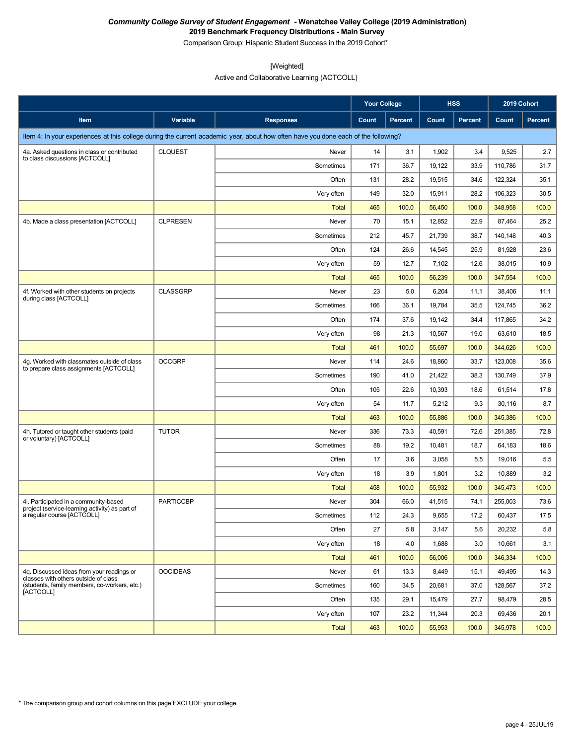***Community College Survey of Student Engagement* - Wenatchee Valley College (2019 Administration)**
**2019 Benchmark Frequency Distributions - Main Survey**
Comparison Group: Hispanic Student Success in the 2019 Cohort*

[Weighted]
Active and Collaborative Learning (ACTCOLL)

| | | | Your College | | HSS | | 2019 Cohort | |
|---|---|---|---|---|---|---|---|---|
| **Item** | **Variable** | **Responses** | **Count** | **Percent** | **Count** | **Percent** | **Count** | **Percent** |
| Item 4: In your experiences at this college during the current academic year, about how often have you done each of the following? | | | | | | | | |
| 4a. Asked questions in class or contributed to class discussions [ACTCOLL] | CLQUEST | Never | 14 | 3.1 | 1,902 | 3.4 | 9,525 | 2.7 |
| | | Sometimes | 171 | 36.7 | 19,122 | 33.9 | 110,786 | 31.7 |
| | | Often | 131 | 28.2 | 19,515 | 34.6 | 122,324 | 35.1 |
| | | Very often | 149 | 32.0 | 15,911 | 28.2 | 106,323 | 30.5 |
| | | Total | 465 | 100.0 | 56,450 | 100.0 | 348,958 | 100.0 |
| 4b. Made a class presentation [ACTCOLL] | CLPRESEN | Never | 70 | 15.1 | 12,852 | 22.9 | 87,464 | 25.2 |
| | | Sometimes | 212 | 45.7 | 21,739 | 38.7 | 140,148 | 40.3 |
| | | Often | 124 | 26.6 | 14,545 | 25.9 | 81,928 | 23.6 |
| | | Very often | 59 | 12.7 | 7,102 | 12.6 | 38,015 | 10.9 |
| | | Total | 465 | 100.0 | 56,239 | 100.0 | 347,554 | 100.0 |
| 4f. Worked with other students on projects during class [ACTCOLL] | CLASSGRP | Never | 23 | 5.0 | 6,204 | 11.1 | 38,406 | 11.1 |
| | | Sometimes | 166 | 36.1 | 19,784 | 35.5 | 124,745 | 36.2 |
| | | Often | 174 | 37.6 | 19,142 | 34.4 | 117,865 | 34.2 |
| | | Very often | 98 | 21.3 | 10,567 | 19.0 | 63,610 | 18.5 |
| | | Total | 461 | 100.0 | 55,697 | 100.0 | 344,626 | 100.0 |
| 4g. Worked with classmates outside of class to prepare class assignments [ACTCOLL] | OCCGRP | Never | 114 | 24.6 | 18,860 | 33.7 | 123,008 | 35.6 |
| | | Sometimes | 190 | 41.0 | 21,422 | 38.3 | 130,749 | 37.9 |
| | | Often | 105 | 22.6 | 10,393 | 18.6 | 61,514 | 17.8 |
| | | Very often | 54 | 11.7 | 5,212 | 9.3 | 30,116 | 8.7 |
| | | Total | 463 | 100.0 | 55,886 | 100.0 | 345,386 | 100.0 |
| 4h. Tutored or taught other students (paid or voluntary) [ACTCOLL] | TUTOR | Never | 336 | 73.3 | 40,591 | 72.6 | 251,385 | 72.8 |
| | | Sometimes | 88 | 19.2 | 10,481 | 18.7 | 64,183 | 18.6 |
| | | Often | 17 | 3.6 | 3,058 | 5.5 | 19,016 | 5.5 |
| | | Very often | 18 | 3.9 | 1,801 | 3.2 | 10,889 | 3.2 |
| | | Total | 458 | 100.0 | 55,932 | 100.0 | 345,473 | 100.0 |
| 4i. Participated in a community-based project (service-learning activity) as part of a regular course [ACTCOLL] | PARTICCBP | Never | 304 | 66.0 | 41,515 | 74.1 | 255,003 | 73.6 |
| | | Sometimes | 112 | 24.3 | 9,655 | 17.2 | 60,437 | 17.5 |
| | | Often | 27 | 5.8 | 3,147 | 5.6 | 20,232 | 5.8 |
| | | Very often | 18 | 4.0 | 1,688 | 3.0 | 10,661 | 3.1 |
| | | Total | 461 | 100.0 | 56,006 | 100.0 | 346,334 | 100.0 |
| 4q. Discussed ideas from your readings or classes with others outside of class (students, family members, co-workers, etc.) [ACTCOLL] | OOCIDEAS | Never | 61 | 13.3 | 8,449 | 15.1 | 49,495 | 14.3 |
| | | Sometimes | 160 | 34.5 | 20,681 | 37.0 | 128,567 | 37.2 |
| | | Often | 135 | 29.1 | 15,479 | 27.7 | 98,479 | 28.5 |
| | | Very often | 107 | 23.2 | 11,344 | 20.3 | 69,436 | 20.1 |
| | | Total | 463 | 100.0 | 55,953 | 100.0 | 345,978 | 100.0 |

* The comparison group and cohort columns on this page EXCLUDE your college.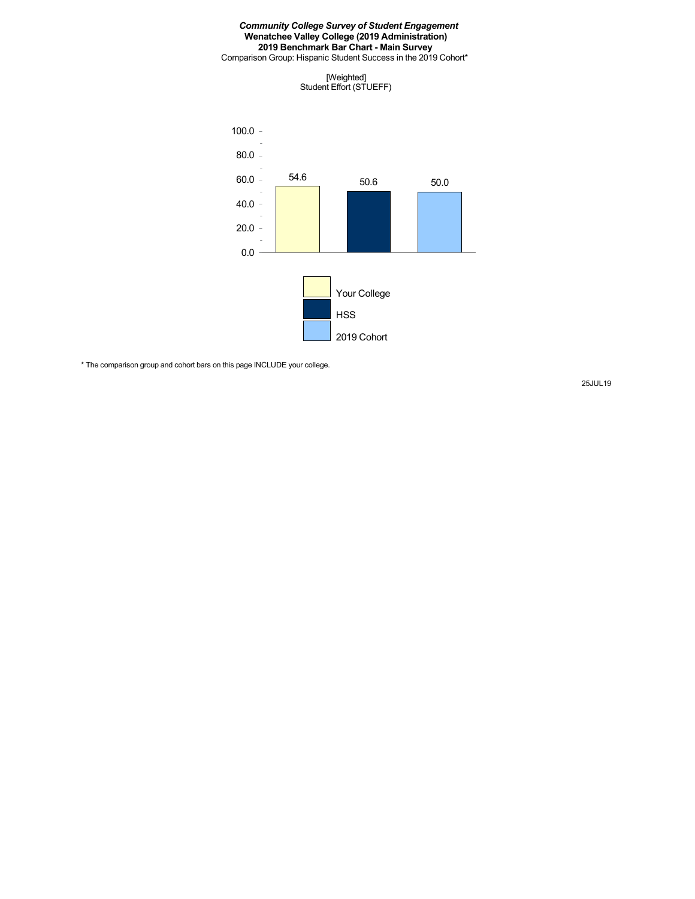***Community College Survey of Student Engagement***
**Wenatchee Valley College (2019 Administration)**
**2019 Benchmark Bar Chart - Main Survey**
Comparison Group: Hispanic Student Success in the 2019 Cohort*

[Weighted]
Student Effort (STUEFF)

| | Your College | HSS | 2019 Cohort |
|---|---|---|---|
| Student Effort (STUEFF) | 54.6 | 50.6 | 50.0 |

* The comparison group and cohort bars on this page INCLUDE your college.

25JUL19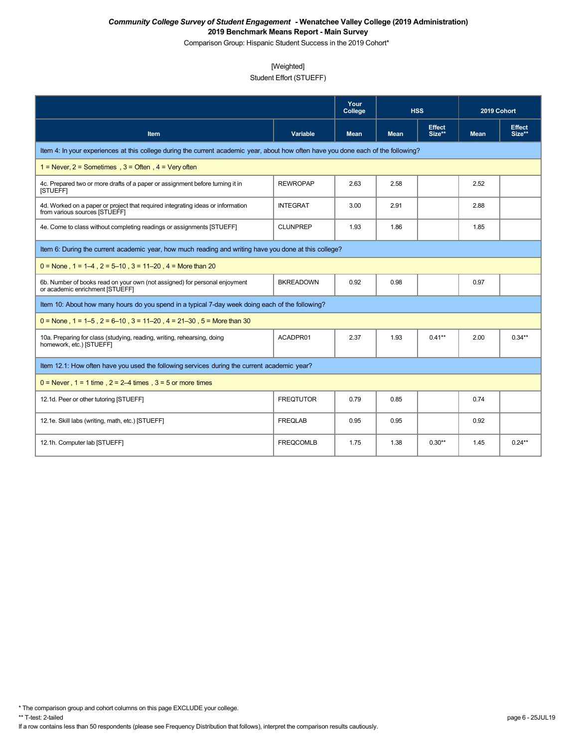***Community College Survey of Student Engagement*** **- Wenatchee Valley College (2019 Administration)**
**2019 Benchmark Means Report - Main Survey**
Comparison Group: Hispanic Student Success in the 2019 Cohort*

[Weighted]
Student Effort (STUEFF)

| | | Your College | HSS | | 2019 Cohort | |
|---|---|---|---|---|---|---|
| **Item** | **Variable** | **Mean** | **Mean** | **Effect Size**** | **Mean** | **Effect Size**** |
| Item 4: In your experiences at this college during the current academic year, about how often have you done each of the following? | | | | | | |
| 1 = Never, 2 = Sometimes , 3 = Often , 4 = Very often | | | | | | |
| 4c. Prepared two or more drafts of a paper or assignment before turning it in [STUEFF] | REWROPAP | 2.63 | 2.58 | | 2.52 | |
| 4d. Worked on a paper or project that required integrating ideas or information from various sources [STUEFF] | INTEGRAT | 3.00 | 2.91 | | 2.88 | |
| 4e. Come to class without completing readings or assignments [STUEFF] | CLUNPREP | 1.93 | 1.86 | | 1.85 | |
| Item 6: During the current academic year, how much reading and writing have you done at this college? | | | | | | |
| 0 = None , 1 = 1–4 , 2 = 5–10 , 3 = 11–20 , 4 = More than 20 | | | | | | |
| 6b. Number of books read on your own (not assigned) for personal enjoyment or academic enrichment [STUEFF] | BKREADOWN | 0.92 | 0.98 | | 0.97 | |
| Item 10: About how many hours do you spend in a typical 7-day week doing each of the following? | | | | | | |
| 0 = None , 1 = 1–5 , 2 = 6–10 , 3 = 11–20 , 4 = 21–30 , 5 = More than 30 | | | | | | |
| 10a. Preparing for class (studying, reading, writing, rehearsing, doing homework, etc.) [STUEFF] | ACADPR01 | 2.37 | 1.93 | 0.41** | 2.00 | 0.34** |
| Item 12.1: How often have you used the following services during the current academic year? | | | | | | |
| 0 = Never , 1 = 1 time , 2 = 2–4 times , 3 = 5 or more times | | | | | | |
| 12.1d. Peer or other tutoring [STUEFF] | FREQTUTOR | 0.79 | 0.85 | | 0.74 | |
| 12.1e. Skill labs (writing, math, etc.) [STUEFF] | FREQLAB | 0.95 | 0.95 | | 0.92 | |
| 12.1h. Computer lab [STUEFF] | FREQCOMLB | 1.75 | 1.38 | 0.30** | 1.45 | 0.24** |

\* The comparison group and cohort columns on this page EXCLUDE your college.
** T-test: 2-tailed
If a row contains less than 50 respondents (please see Frequency Distribution that follows), interpret the comparison results cautiously.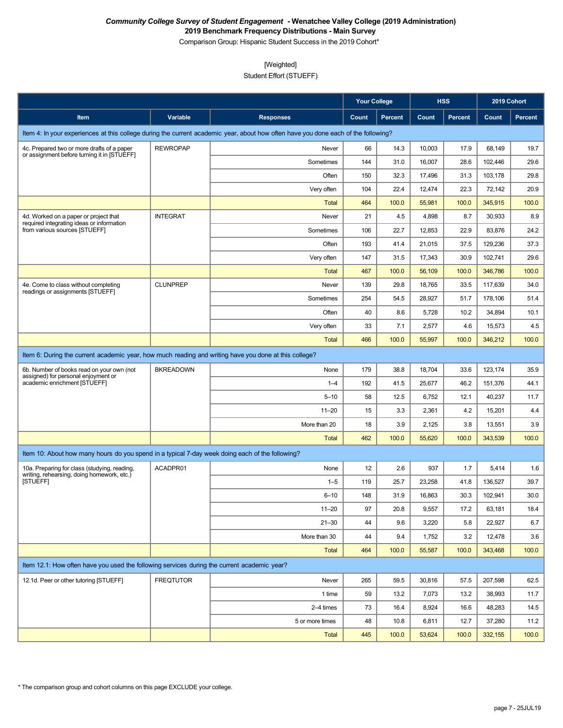***Community College Survey of Student Engagement* - Wenatchee Valley College (2019 Administration)**
**2019 Benchmark Frequency Distributions - Main Survey**
Comparison Group: Hispanic Student Success in the 2019 Cohort*

[Weighted]
Student Effort (STUEFF)

| | | | Your College | | HSS | | 2019 Cohort | |
|---|---|---|---|---|---|---|---|---|
| **Item** | **Variable** | **Responses** | **Count** | **Percent** | **Count** | **Percent** | **Count** | **Percent** |
| Item 4: In your experiences at this college during the current academic year, about how often have you done each of the following? | | | | | | | | |
| 4c. Prepared two or more drafts of a paper or assignment before turning it in [STUEFF] | REWROPAP | Never | 66 | 14.3 | 10,003 | 17.9 | 68,149 | 19.7 |
| | | Sometimes | 144 | 31.0 | 16,007 | 28.6 | 102,446 | 29.6 |
| | | Often | 150 | 32.3 | 17,496 | 31.3 | 103,178 | 29.8 |
| | | Very often | 104 | 22.4 | 12,474 | 22.3 | 72,142 | 20.9 |
| | | Total | 464 | 100.0 | 55,981 | 100.0 | 345,915 | 100.0 |
| 4d. Worked on a paper or project that required integrating ideas or information from various sources [STUEFF] | INTEGRAT | Never | 21 | 4.5 | 4,898 | 8.7 | 30,933 | 8.9 |
| | | Sometimes | 106 | 22.7 | 12,853 | 22.9 | 83,876 | 24.2 |
| | | Often | 193 | 41.4 | 21,015 | 37.5 | 129,236 | 37.3 |
| | | Very often | 147 | 31.5 | 17,343 | 30.9 | 102,741 | 29.6 |
| | | Total | 467 | 100.0 | 56,109 | 100.0 | 346,786 | 100.0 |
| 4e. Come to class without completing readings or assignments [STUEFF] | CLUNPREP | Never | 139 | 29.8 | 18,765 | 33.5 | 117,639 | 34.0 |
| | | Sometimes | 254 | 54.5 | 28,927 | 51.7 | 178,106 | 51.4 |
| | | Often | 40 | 8.6 | 5,728 | 10.2 | 34,894 | 10.1 |
| | | Very often | 33 | 7.1 | 2,577 | 4.6 | 15,573 | 4.5 |
| | | Total | 466 | 100.0 | 55,997 | 100.0 | 346,212 | 100.0 |
| Item 6: During the current academic year, how much reading and writing have you done at this college? | | | | | | | | |
| 6b. Number of books read on your own (not assigned) for personal enjoyment or academic enrichment [STUEFF] | BKREADOWN | None | 179 | 38.8 | 18,704 | 33.6 | 123,174 | 35.9 |
| | | 1–4 | 192 | 41.5 | 25,677 | 46.2 | 151,376 | 44.1 |
| | | 5–10 | 58 | 12.5 | 6,752 | 12.1 | 40,237 | 11.7 |
| | | 11–20 | 15 | 3.3 | 2,361 | 4.2 | 15,201 | 4.4 |
| | | More than 20 | 18 | 3.9 | 2,125 | 3.8 | 13,551 | 3.9 |
| | | Total | 462 | 100.0 | 55,620 | 100.0 | 343,539 | 100.0 |
| Item 10: About how many hours do you spend in a typical 7-day week doing each of the following? | | | | | | | | |
| 10a. Preparing for class (studying, reading, writing, rehearsing, doing homework, etc.) [STUEFF] | ACADPR01 | None | 12 | 2.6 | 937 | 1.7 | 5,414 | 1.6 |
| | | 1–5 | 119 | 25.7 | 23,258 | 41.8 | 136,527 | 39.7 |
| | | 6–10 | 148 | 31.9 | 16,863 | 30.3 | 102,941 | 30.0 |
| | | 11–20 | 97 | 20.8 | 9,557 | 17.2 | 63,181 | 18.4 |
| | | 21–30 | 44 | 9.6 | 3,220 | 5.8 | 22,927 | 6.7 |
| | | More than 30 | 44 | 9.4 | 1,752 | 3.2 | 12,478 | 3.6 |
| | | Total | 464 | 100.0 | 55,587 | 100.0 | 343,468 | 100.0 |
| Item 12.1: How often have you used the following services during the current academic year? | | | | | | | | |
| 12.1d. Peer or other tutoring [STUEFF] | FREQTUTOR | Never | 265 | 59.5 | 30,816 | 57.5 | 207,598 | 62.5 |
| | | 1 time | 59 | 13.2 | 7,073 | 13.2 | 38,993 | 11.7 |
| | | 2–4 times | 73 | 16.4 | 8,924 | 16.6 | 48,283 | 14.5 |
| | | 5 or more times | 48 | 10.8 | 6,811 | 12.7 | 37,280 | 11.2 |
| | | Total | 445 | 100.0 | 53,624 | 100.0 | 332,155 | 100.0 |

* The comparison group and cohort columns on this page EXCLUDE your college.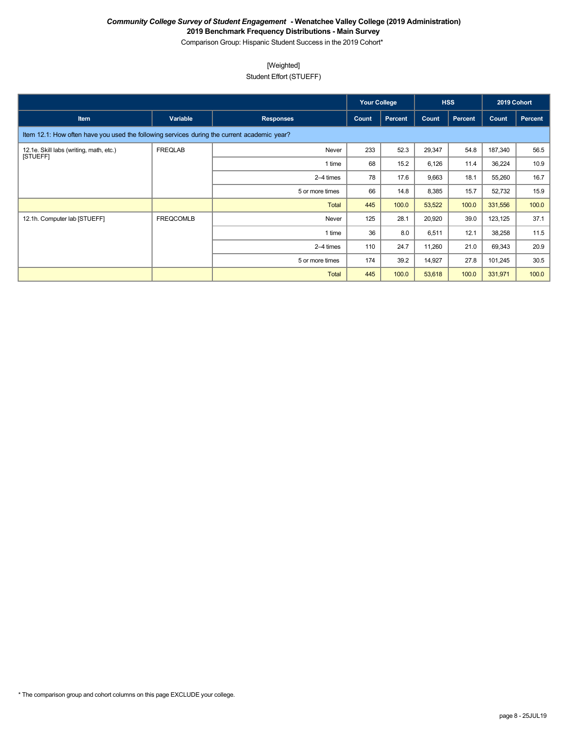***Community College Survey of Student Engagement*** **- Wenatchee Valley College (2019 Administration)**

**2019 Benchmark Frequency Distributions - Main Survey**

Comparison Group: Hispanic Student Success in the 2019 Cohort*

[Weighted]

Student Effort (STUEFF)

| | | | Your College | | HSS | | 2019 Cohort | |
|---|---|---|---|---|---|---|---|---|
| **Item** | **Variable** | **Responses** | **Count** | **Percent** | **Count** | **Percent** | **Count** | **Percent** |
| Item 12.1: How often have you used the following services during the current academic year? | | | | | | | | |
| 12.1e. Skill labs (writing, math, etc.) [STUEFF] | FREQLAB | Never | 233 | 52.3 | 29,347 | 54.8 | 187,340 | 56.5 |
| | | 1 time | 68 | 15.2 | 6,126 | 11.4 | 36,224 | 10.9 |
| | | 2–4 times | 78 | 17.6 | 9,663 | 18.1 | 55,260 | 16.7 |
| | | 5 or more times | 66 | 14.8 | 8,385 | 15.7 | 52,732 | 15.9 |
| | | Total | 445 | 100.0 | 53,522 | 100.0 | 331,556 | 100.0 |
| 12.1h. Computer lab [STUEFF] | FREQCOMLB | Never | 125 | 28.1 | 20,920 | 39.0 | 123,125 | 37.1 |
| | | 1 time | 36 | 8.0 | 6,511 | 12.1 | 38,258 | 11.5 |
| | | 2–4 times | 110 | 24.7 | 11,260 | 21.0 | 69,343 | 20.9 |
| | | 5 or more times | 174 | 39.2 | 14,927 | 27.8 | 101,245 | 30.5 |
| | | Total | 445 | 100.0 | 53,618 | 100.0 | 331,971 | 100.0 |

* The comparison group and cohort columns on this page EXCLUDE your college.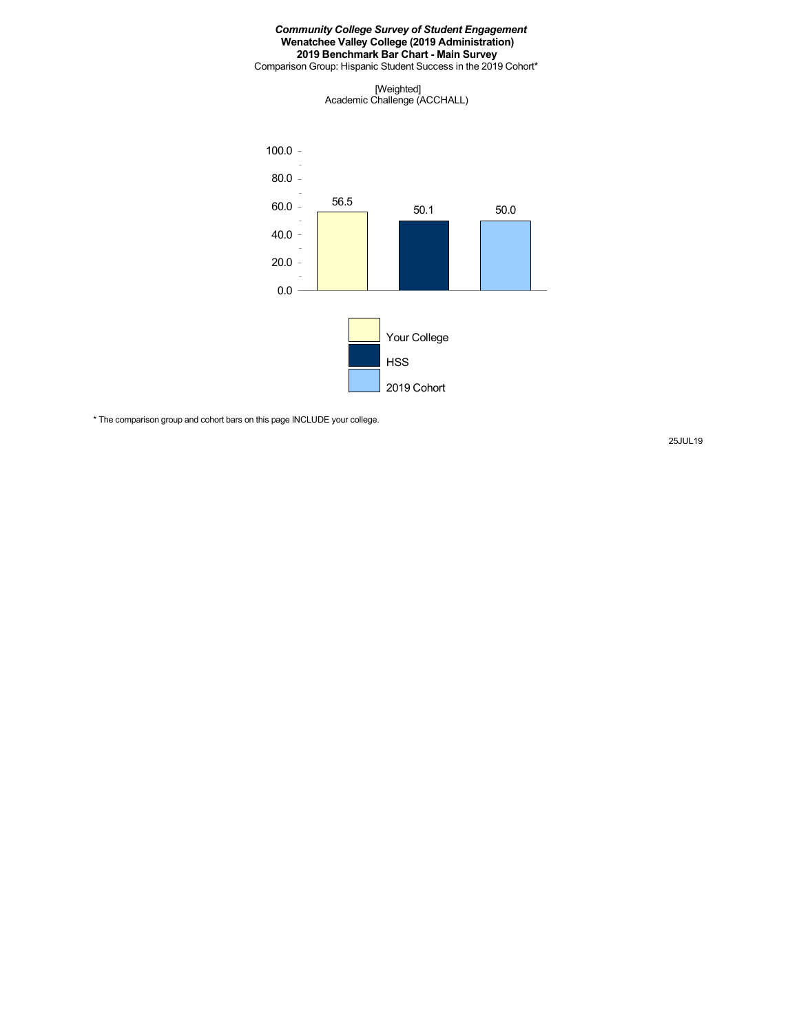***Community College Survey of Student Engagement***
**Wenatchee Valley College (2019 Administration)**
**2019 Benchmark Bar Chart - Main Survey**
Comparison Group: Hispanic Student Success in the 2019 Cohort*

[Weighted]
Academic Challenge (ACCHALL)

| | Your College | HSS | 2019 Cohort |
|---|---|---|---|
| Academic Challenge (ACCHALL) | 56.5 | 50.1 | 50.0 |

* The comparison group and cohort bars on this page INCLUDE your college.

25JUL19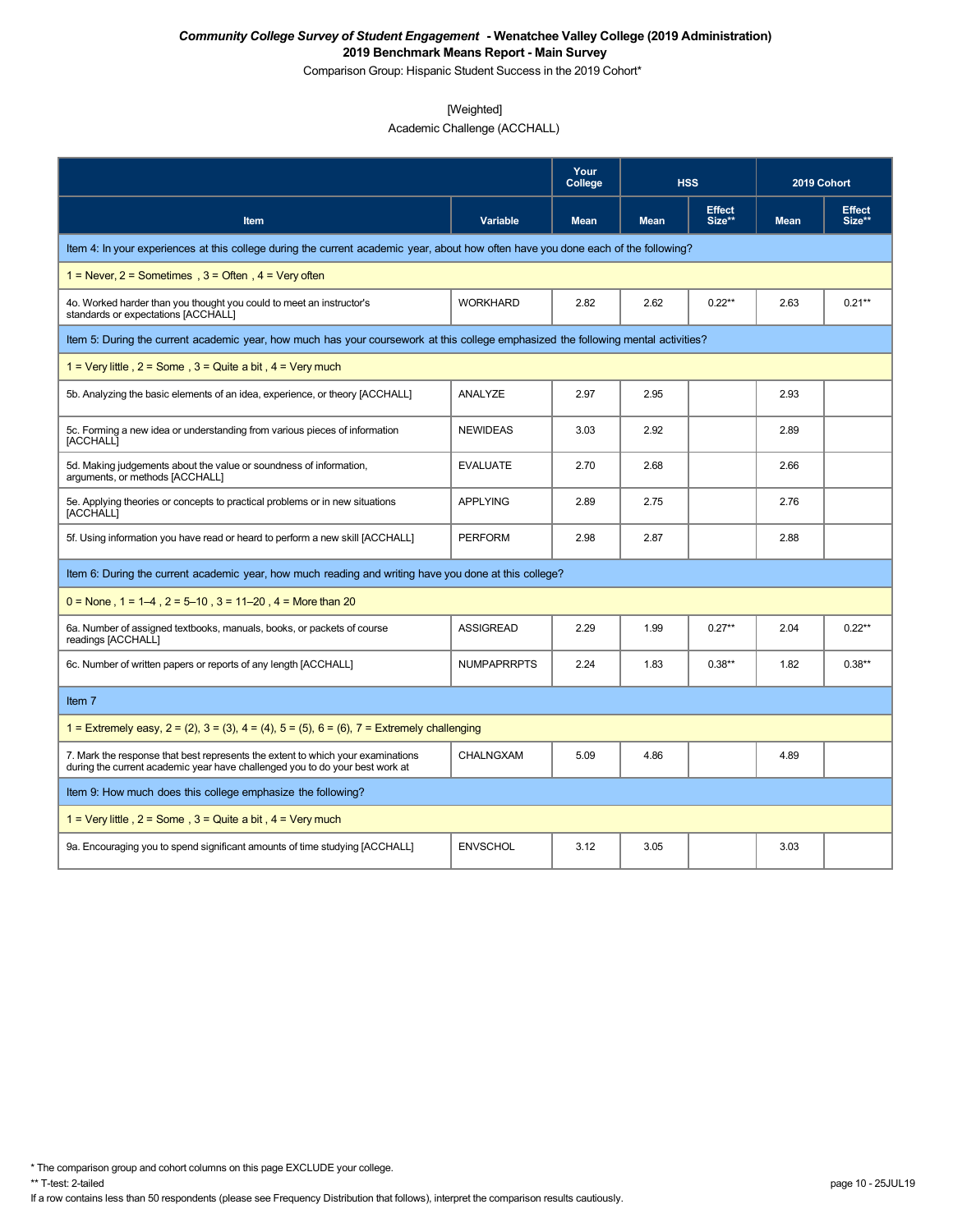# *Community College Survey of Student Engagement* - Wenatchee Valley College (2019 Administration)

## 2019 Benchmark Means Report - Main Survey

Comparison Group: Hispanic Student Success in the 2019 Cohort*

[Weighted]

Academic Challenge (ACCHALL)

| Item | Variable | Your College | HSS | | 2019 Cohort | |
|---|---|---|---|---|---|---|
| | | Mean | Mean | Effect Size** | Mean | Effect Size** |
| Item 4: In your experiences at this college during the current academic year, about how often have you done each of the following? | | | | | | |
| 1 = Never, 2 = Sometimes , 3 = Often , 4 = Very often | | | | | | |
| 4o. Worked harder than you thought you could to meet an instructor's standards or expectations [ACCHALL] | WORKHARD | 2.82 | 2.62 | 0.22** | 2.63 | 0.21** |
| Item 5: During the current academic year, how much has your coursework at this college emphasized the following mental activities? | | | | | | |
| 1 = Very little , 2 = Some , 3 = Quite a bit , 4 = Very much | | | | | | |
| 5b. Analyzing the basic elements of an idea, experience, or theory [ACCHALL] | ANALYZE | 2.97 | 2.95 | | 2.93 | |
| 5c. Forming a new idea or understanding from various pieces of information [ACCHALL] | NEWIDEAS | 3.03 | 2.92 | | 2.89 | |
| 5d. Making judgements about the value or soundness of information, arguments, or methods [ACCHALL] | EVALUATE | 2.70 | 2.68 | | 2.66 | |
| 5e. Applying theories or concepts to practical problems or in new situations [ACCHALL] | APPLYING | 2.89 | 2.75 | | 2.76 | |
| 5f. Using information you have read or heard to perform a new skill [ACCHALL] | PERFORM | 2.98 | 2.87 | | 2.88 | |
| Item 6: During the current academic year, how much reading and writing have you done at this college? | | | | | | |
| 0 = None , 1 = 1–4 , 2 = 5–10 , 3 = 11–20 , 4 = More than 20 | | | | | | |
| 6a. Number of assigned textbooks, manuals, books, or packets of course readings [ACCHALL] | ASSIGREAD | 2.29 | 1.99 | 0.27** | 2.04 | 0.22** |
| 6c. Number of written papers or reports of any length [ACCHALL] | NUMPAPRRPTS | 2.24 | 1.83 | 0.38** | 1.82 | 0.38** |
| Item 7 | | | | | | |
| 1 = Extremely easy, 2 = (2), 3 = (3), 4 = (4), 5 = (5), 6 = (6), 7 = Extremely challenging | | | | | | |
| 7. Mark the response that best represents the extent to which your examinations during the current academic year have challenged you to do your best work at | CHALNGXAM | 5.09 | 4.86 | | 4.89 | |
| Item 9: How much does this college emphasize the following? | | | | | | |
| 1 = Very little , 2 = Some , 3 = Quite a bit , 4 = Very much | | | | | | |
| 9a. Encouraging you to spend significant amounts of time studying [ACCHALL] | ENVSCHOL | 3.12 | 3.05 | | 3.03 | |

* The comparison group and cohort columns on this page EXCLUDE your college.

** T-test: 2-tailed

If a row contains less than 50 respondents (please see Frequency Distribution that follows), interpret the comparison results cautiously.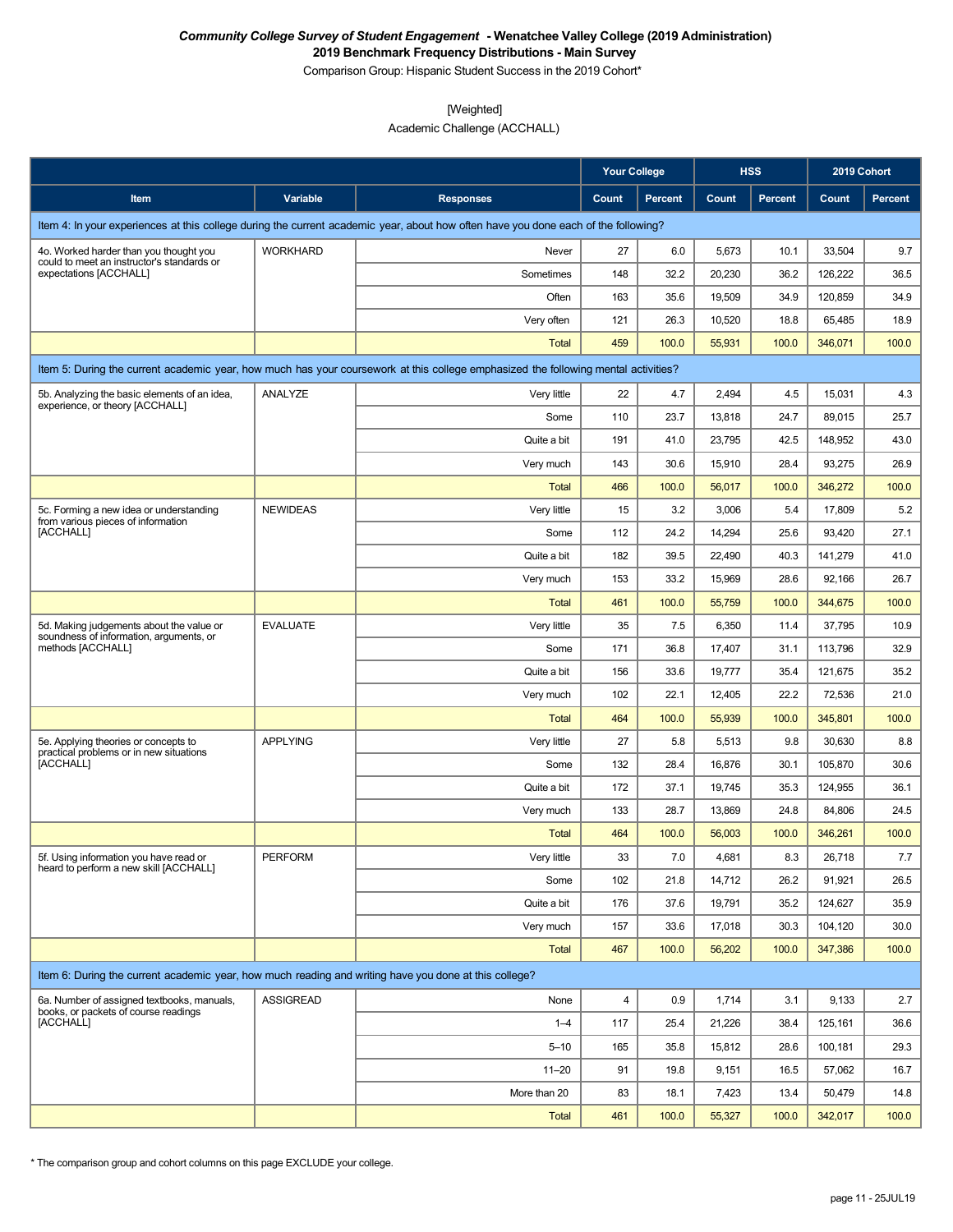***Community College Survey of Student Engagement* - Wenatchee Valley College (2019 Administration)**

**2019 Benchmark Frequency Distributions - Main Survey**

Comparison Group: Hispanic Student Success in the 2019 Cohort*

[Weighted]

Academic Challenge (ACCHALL)

| | | | Your College | | HSS | | 2019 Cohort | |
|---|---|---|---|---|---|---|---|---|
| **Item** | **Variable** | **Responses** | **Count** | **Percent** | **Count** | **Percent** | **Count** | **Percent** |
| Item 4: In your experiences at this college during the current academic year, about how often have you done each of the following? | | | | | | | | |
| 4o. Worked harder than you thought you could to meet an instructor's standards or expectations [ACCHALL] | WORKHARD | Never | 27 | 6.0 | 5,673 | 10.1 | 33,504 | 9.7 |
| | | Sometimes | 148 | 32.2 | 20,230 | 36.2 | 126,222 | 36.5 |
| | | Often | 163 | 35.6 | 19,509 | 34.9 | 120,859 | 34.9 |
| | | Very often | 121 | 26.3 | 10,520 | 18.8 | 65,485 | 18.9 |
| | | Total | 459 | 100.0 | 55,931 | 100.0 | 346,071 | 100.0 |
| Item 5: During the current academic year, how much has your coursework at this college emphasized the following mental activities? | | | | | | | | |
| 5b. Analyzing the basic elements of an idea, experience, or theory [ACCHALL] | ANALYZE | Very little | 22 | 4.7 | 2,494 | 4.5 | 15,031 | 4.3 |
| | | Some | 110 | 23.7 | 13,818 | 24.7 | 89,015 | 25.7 |
| | | Quite a bit | 191 | 41.0 | 23,795 | 42.5 | 148,952 | 43.0 |
| | | Very much | 143 | 30.6 | 15,910 | 28.4 | 93,275 | 26.9 |
| | | Total | 466 | 100.0 | 56,017 | 100.0 | 346,272 | 100.0 |
| 5c. Forming a new idea or understanding from various pieces of information [ACCHALL] | NEWIDEAS | Very little | 15 | 3.2 | 3,006 | 5.4 | 17,809 | 5.2 |
| | | Some | 112 | 24.2 | 14,294 | 25.6 | 93,420 | 27.1 |
| | | Quite a bit | 182 | 39.5 | 22,490 | 40.3 | 141,279 | 41.0 |
| | | Very much | 153 | 33.2 | 15,969 | 28.6 | 92,166 | 26.7 |
| | | Total | 461 | 100.0 | 55,759 | 100.0 | 344,675 | 100.0 |
| 5d. Making judgements about the value or soundness of information, arguments, or methods [ACCHALL] | EVALUATE | Very little | 35 | 7.5 | 6,350 | 11.4 | 37,795 | 10.9 |
| | | Some | 171 | 36.8 | 17,407 | 31.1 | 113,796 | 32.9 |
| | | Quite a bit | 156 | 33.6 | 19,777 | 35.4 | 121,675 | 35.2 |
| | | Very much | 102 | 22.1 | 12,405 | 22.2 | 72,536 | 21.0 |
| | | Total | 464 | 100.0 | 55,939 | 100.0 | 345,801 | 100.0 |
| 5e. Applying theories or concepts to practical problems or in new situations [ACCHALL] | APPLYING | Very little | 27 | 5.8 | 5,513 | 9.8 | 30,630 | 8.8 |
| | | Some | 132 | 28.4 | 16,876 | 30.1 | 105,870 | 30.6 |
| | | Quite a bit | 172 | 37.1 | 19,745 | 35.3 | 124,955 | 36.1 |
| | | Very much | 133 | 28.7 | 13,869 | 24.8 | 84,806 | 24.5 |
| | | Total | 464 | 100.0 | 56,003 | 100.0 | 346,261 | 100.0 |
| 5f. Using information you have read or heard to perform a new skill [ACCHALL] | PERFORM | Very little | 33 | 7.0 | 4,681 | 8.3 | 26,718 | 7.7 |
| | | Some | 102 | 21.8 | 14,712 | 26.2 | 91,921 | 26.5 |
| | | Quite a bit | 176 | 37.6 | 19,791 | 35.2 | 124,627 | 35.9 |
| | | Very much | 157 | 33.6 | 17,018 | 30.3 | 104,120 | 30.0 |
| | | Total | 467 | 100.0 | 56,202 | 100.0 | 347,386 | 100.0 |
| Item 6: During the current academic year, how much reading and writing have you done at this college? | | | | | | | | |
| 6a. Number of assigned textbooks, manuals, books, or packets of course readings [ACCHALL] | ASSIGREAD | None | 4 | 0.9 | 1,714 | 3.1 | 9,133 | 2.7 |
| | | 1–4 | 117 | 25.4 | 21,226 | 38.4 | 125,161 | 36.6 |
| | | 5–10 | 165 | 35.8 | 15,812 | 28.6 | 100,181 | 29.3 |
| | | 11–20 | 91 | 19.8 | 9,151 | 16.5 | 57,062 | 16.7 |
| | | More than 20 | 83 | 18.1 | 7,423 | 13.4 | 50,479 | 14.8 |
| | | Total | 461 | 100.0 | 55,327 | 100.0 | 342,017 | 100.0 |

* The comparison group and cohort columns on this page EXCLUDE your college.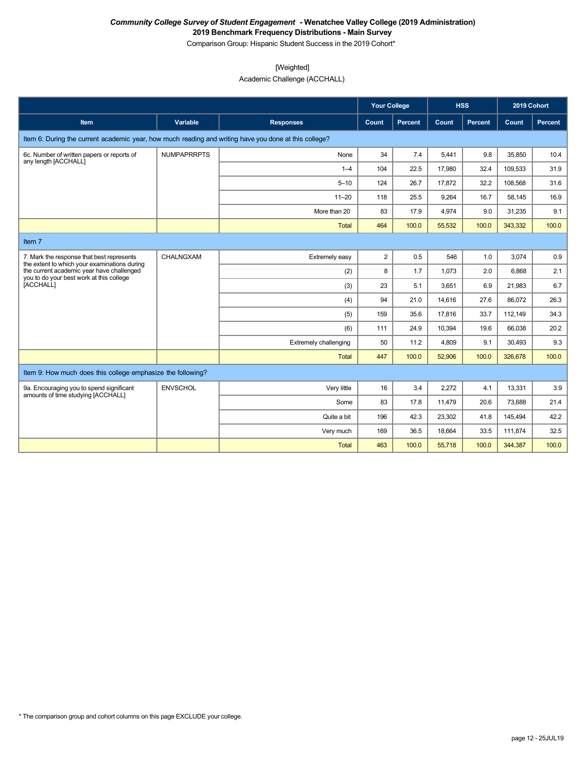***Community College Survey of Student Engagement* - Wenatchee Valley College (2019 Administration)**
**2019 Benchmark Frequency Distributions - Main Survey**
Comparison Group: Hispanic Student Success in the 2019 Cohort*

[Weighted]
Academic Challenge (ACCHALL)

| | | | Your College | | HSS | | 2019 Cohort | |
|---|---|---|---|---|---|---|---|---|
| **Item** | **Variable** | **Responses** | **Count** | **Percent** | **Count** | **Percent** | **Count** | **Percent** |
| Item 6: During the current academic year, how much reading and writing have you done at this college? | | | | | | | | |
| 6c. Number of written papers or reports of any length [ACCHALL] | NUMPAPRRPTS | None | 34 | 7.4 | 5,441 | 9.8 | 35,850 | 10.4 |
| | | 1–4 | 104 | 22.5 | 17,980 | 32.4 | 109,533 | 31.9 |
| | | 5–10 | 124 | 26.7 | 17,872 | 32.2 | 108,568 | 31.6 |
| | | 11–20 | 118 | 25.5 | 9,264 | 16.7 | 58,145 | 16.9 |
| | | More than 20 | 83 | 17.9 | 4,974 | 9.0 | 31,235 | 9.1 |
| | | Total | 464 | 100.0 | 55,532 | 100.0 | 343,332 | 100.0 |
| Item 7 | | | | | | | | |
| 7. Mark the response that best represents the extent to which your examinations during the current academic year have challenged you to do your best work at this college [ACCHALL] | CHALNGXAM | Extremely easy | 2 | 0.5 | 546 | 1.0 | 3,074 | 0.9 |
| | | (2) | 8 | 1.7 | 1,073 | 2.0 | 6,868 | 2.1 |
| | | (3) | 23 | 5.1 | 3,651 | 6.9 | 21,983 | 6.7 |
| | | (4) | 94 | 21.0 | 14,616 | 27.6 | 86,072 | 26.3 |
| | | (5) | 159 | 35.6 | 17,816 | 33.7 | 112,149 | 34.3 |
| | | (6) | 111 | 24.9 | 10,394 | 19.6 | 66,038 | 20.2 |
| | | Extremely challenging | 50 | 11.2 | 4,809 | 9.1 | 30,493 | 9.3 |
| | | Total | 447 | 100.0 | 52,906 | 100.0 | 326,678 | 100.0 |
| Item 9: How much does this college emphasize the following? | | | | | | | | |
| 9a. Encouraging you to spend significant amounts of time studying [ACCHALL] | ENVSCHOL | Very little | 16 | 3.4 | 2,272 | 4.1 | 13,331 | 3.9 |
| | | Some | 83 | 17.8 | 11,479 | 20.6 | 73,688 | 21.4 |
| | | Quite a bit | 196 | 42.3 | 23,302 | 41.8 | 145,494 | 42.2 |
| | | Very much | 169 | 36.5 | 18,664 | 33.5 | 111,874 | 32.5 |
| | | Total | 463 | 100.0 | 55,718 | 100.0 | 344,387 | 100.0 |

* The comparison group and cohort columns on this page EXCLUDE your college.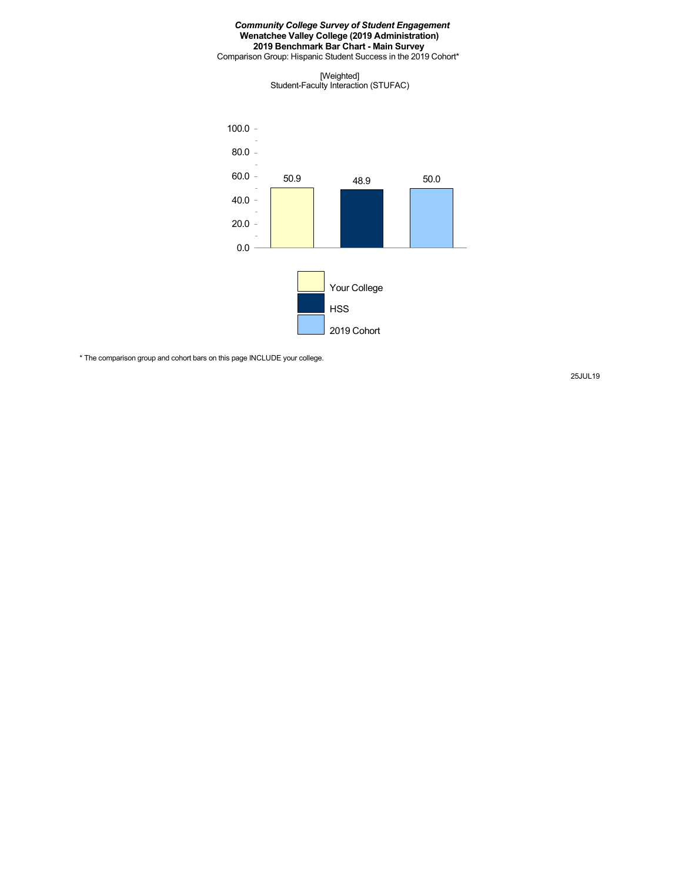***Community College Survey of Student Engagement***
**Wenatchee Valley College (2019 Administration)**
**2019 Benchmark Bar Chart - Main Survey**
Comparison Group: Hispanic Student Success in the 2019 Cohort*

[Weighted]
Student-Faculty Interaction (STUFAC)

| | Your College | HSS | 2019 Cohort |
|---|---|---|---|
| Student-Faculty Interaction (STUFAC) | 50.9 | 48.9 | 50.0 |

* The comparison group and cohort bars on this page INCLUDE your college.

25JUL19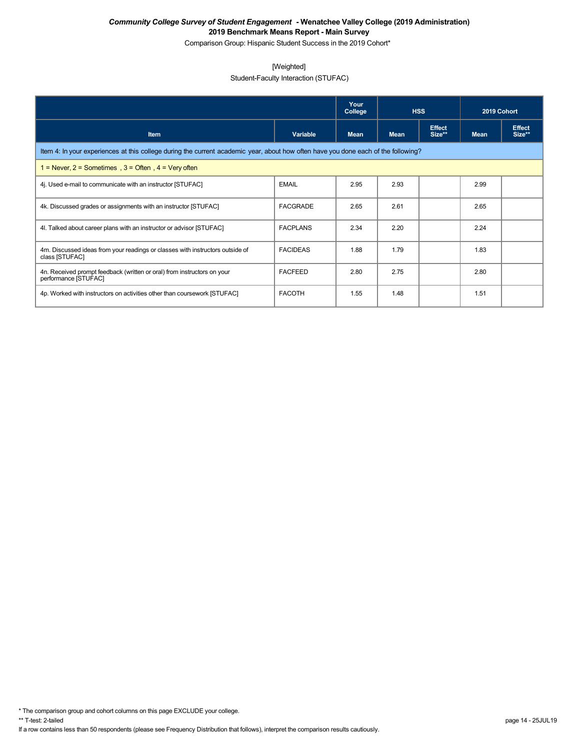***Community College Survey of Student Engagement*** **- Wenatchee Valley College (2019 Administration)**

**2019 Benchmark Means Report - Main Survey**

Comparison Group: Hispanic Student Success in the 2019 Cohort*

[Weighted]

Student-Faculty Interaction (STUFAC)

| | | Your College | HSS | | 2019 Cohort | |
|---|---|---|---|---|---|---|
| **Item** | **Variable** | **Mean** | **Mean** | **Effect Size**** | **Mean** | **Effect Size**** |
| Item 4: In your experiences at this college during the current academic year, about how often have you done each of the following? | | | | | | |
| 1 = Never, 2 = Sometimes , 3 = Often , 4 = Very often | | | | | | |
| 4j. Used e-mail to communicate with an instructor [STUFAC] | EMAIL | 2.95 | 2.93 | | 2.99 | |
| 4k. Discussed grades or assignments with an instructor [STUFAC] | FACGRADE | 2.65 | 2.61 | | 2.65 | |
| 4l. Talked about career plans with an instructor or advisor [STUFAC] | FACPLANS | 2.34 | 2.20 | | 2.24 | |
| 4m. Discussed ideas from your readings or classes with instructors outside of class [STUFAC] | FACIDEAS | 1.88 | 1.79 | | 1.83 | |
| 4n. Received prompt feedback (written or oral) from instructors on your performance [STUFAC] | FACFEED | 2.80 | 2.75 | | 2.80 | |
| 4p. Worked with instructors on activities other than coursework [STUFAC] | FACOTH | 1.55 | 1.48 | | 1.51 | |

* The comparison group and cohort columns on this page EXCLUDE your college.

** T-test: 2-tailed

If a row contains less than 50 respondents (please see Frequency Distribution that follows), interpret the comparison results cautiously.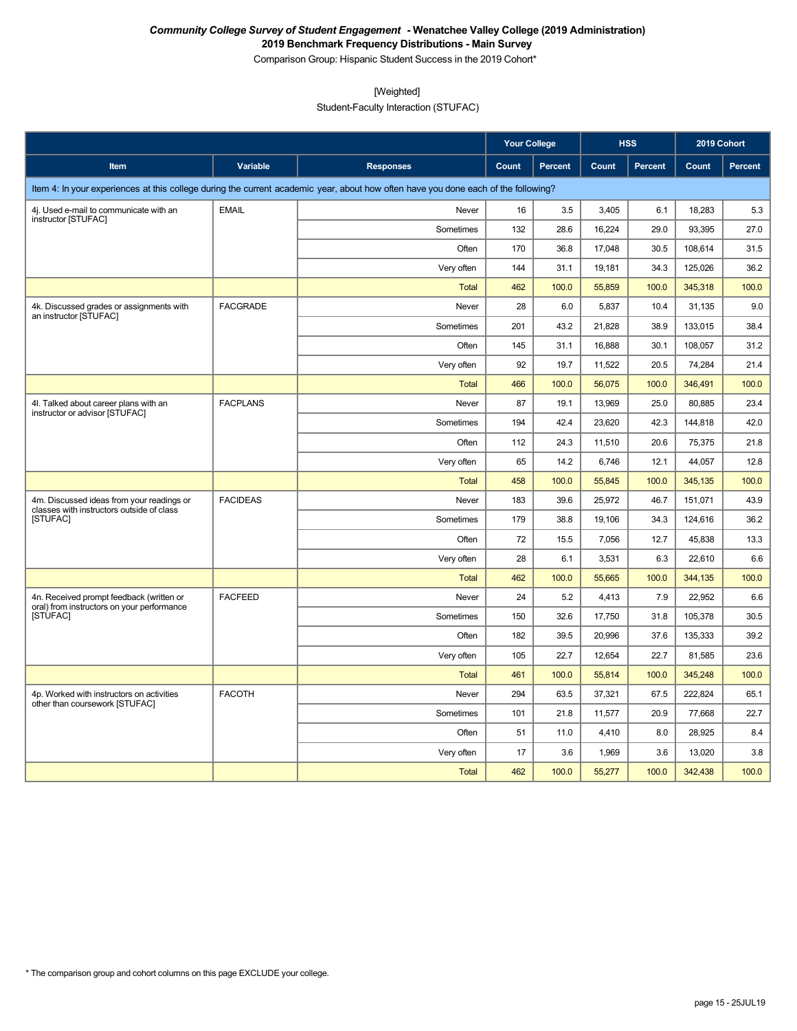***Community College Survey of Student Engagement* - Wenatchee Valley College (2019 Administration)**

**2019 Benchmark Frequency Distributions - Main Survey**

Comparison Group: Hispanic Student Success in the 2019 Cohort*

[Weighted]

Student-Faculty Interaction (STUFAC)

| | | | Your College | | HSS | | 2019 Cohort | |
|---|---|---|---|---|---|---|---|---|
| **Item** | **Variable** | **Responses** | **Count** | **Percent** | **Count** | **Percent** | **Count** | **Percent** |
| Item 4: In your experiences at this college during the current academic year, about how often have you done each of the following? | | | | | | | | |
| 4j. Used e-mail to communicate with an instructor [STUFAC] | EMAIL | Never | 16 | 3.5 | 3,405 | 6.1 | 18,283 | 5.3 |
| | | Sometimes | 132 | 28.6 | 16,224 | 29.0 | 93,395 | 27.0 |
| | | Often | 170 | 36.8 | 17,048 | 30.5 | 108,614 | 31.5 |
| | | Very often | 144 | 31.1 | 19,181 | 34.3 | 125,026 | 36.2 |
| | | Total | 462 | 100.0 | 55,859 | 100.0 | 345,318 | 100.0 |
| 4k. Discussed grades or assignments with an instructor [STUFAC] | FACGRADE | Never | 28 | 6.0 | 5,837 | 10.4 | 31,135 | 9.0 |
| | | Sometimes | 201 | 43.2 | 21,828 | 38.9 | 133,015 | 38.4 |
| | | Often | 145 | 31.1 | 16,888 | 30.1 | 108,057 | 31.2 |
| | | Very often | 92 | 19.7 | 11,522 | 20.5 | 74,284 | 21.4 |
| | | Total | 466 | 100.0 | 56,075 | 100.0 | 346,491 | 100.0 |
| 4l. Talked about career plans with an instructor or advisor [STUFAC] | FACPLANS | Never | 87 | 19.1 | 13,969 | 25.0 | 80,885 | 23.4 |
| | | Sometimes | 194 | 42.4 | 23,620 | 42.3 | 144,818 | 42.0 |
| | | Often | 112 | 24.3 | 11,510 | 20.6 | 75,375 | 21.8 |
| | | Very often | 65 | 14.2 | 6,746 | 12.1 | 44,057 | 12.8 |
| | | Total | 458 | 100.0 | 55,845 | 100.0 | 345,135 | 100.0 |
| 4m. Discussed ideas from your readings or classes with instructors outside of class [STUFAC] | FACIDEAS | Never | 183 | 39.6 | 25,972 | 46.7 | 151,071 | 43.9 |
| | | Sometimes | 179 | 38.8 | 19,106 | 34.3 | 124,616 | 36.2 |
| | | Often | 72 | 15.5 | 7,056 | 12.7 | 45,838 | 13.3 |
| | | Very often | 28 | 6.1 | 3,531 | 6.3 | 22,610 | 6.6 |
| | | Total | 462 | 100.0 | 55,665 | 100.0 | 344,135 | 100.0 |
| 4n. Received prompt feedback (written or oral) from instructors on your performance [STUFAC] | FACFEED | Never | 24 | 5.2 | 4,413 | 7.9 | 22,952 | 6.6 |
| | | Sometimes | 150 | 32.6 | 17,750 | 31.8 | 105,378 | 30.5 |
| | | Often | 182 | 39.5 | 20,996 | 37.6 | 135,333 | 39.2 |
| | | Very often | 105 | 22.7 | 12,654 | 22.7 | 81,585 | 23.6 |
| | | Total | 461 | 100.0 | 55,814 | 100.0 | 345,248 | 100.0 |
| 4p. Worked with instructors on activities other than coursework [STUFAC] | FACOTH | Never | 294 | 63.5 | 37,321 | 67.5 | 222,824 | 65.1 |
| | | Sometimes | 101 | 21.8 | 11,577 | 20.9 | 77,668 | 22.7 |
| | | Often | 51 | 11.0 | 4,410 | 8.0 | 28,925 | 8.4 |
| | | Very often | 17 | 3.6 | 1,969 | 3.6 | 13,020 | 3.8 |
| | | Total | 462 | 100.0 | 55,277 | 100.0 | 342,438 | 100.0 |

* The comparison group and cohort columns on this page EXCLUDE your college.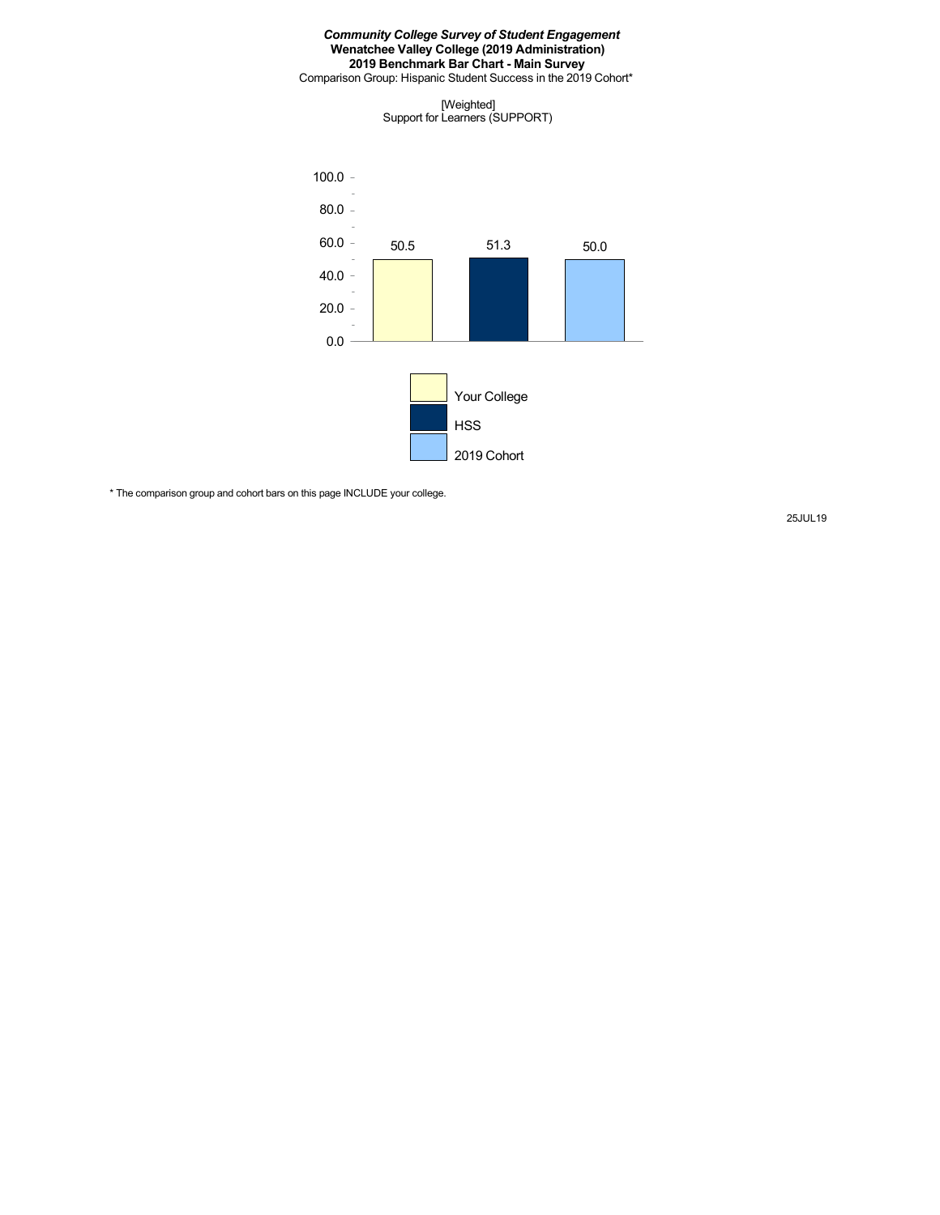***Community College Survey of Student Engagement***
**Wenatchee Valley College (2019 Administration)**
**2019 Benchmark Bar Chart - Main Survey**
Comparison Group: Hispanic Student Success in the 2019 Cohort*

[Weighted]
Support for Learners (SUPPORT)

| | Value |
|---|---|
| Your College | 50.5 |
| HSS | 51.3 |
| 2019 Cohort | 50.0 |

* The comparison group and cohort bars on this page INCLUDE your college.

25JUL19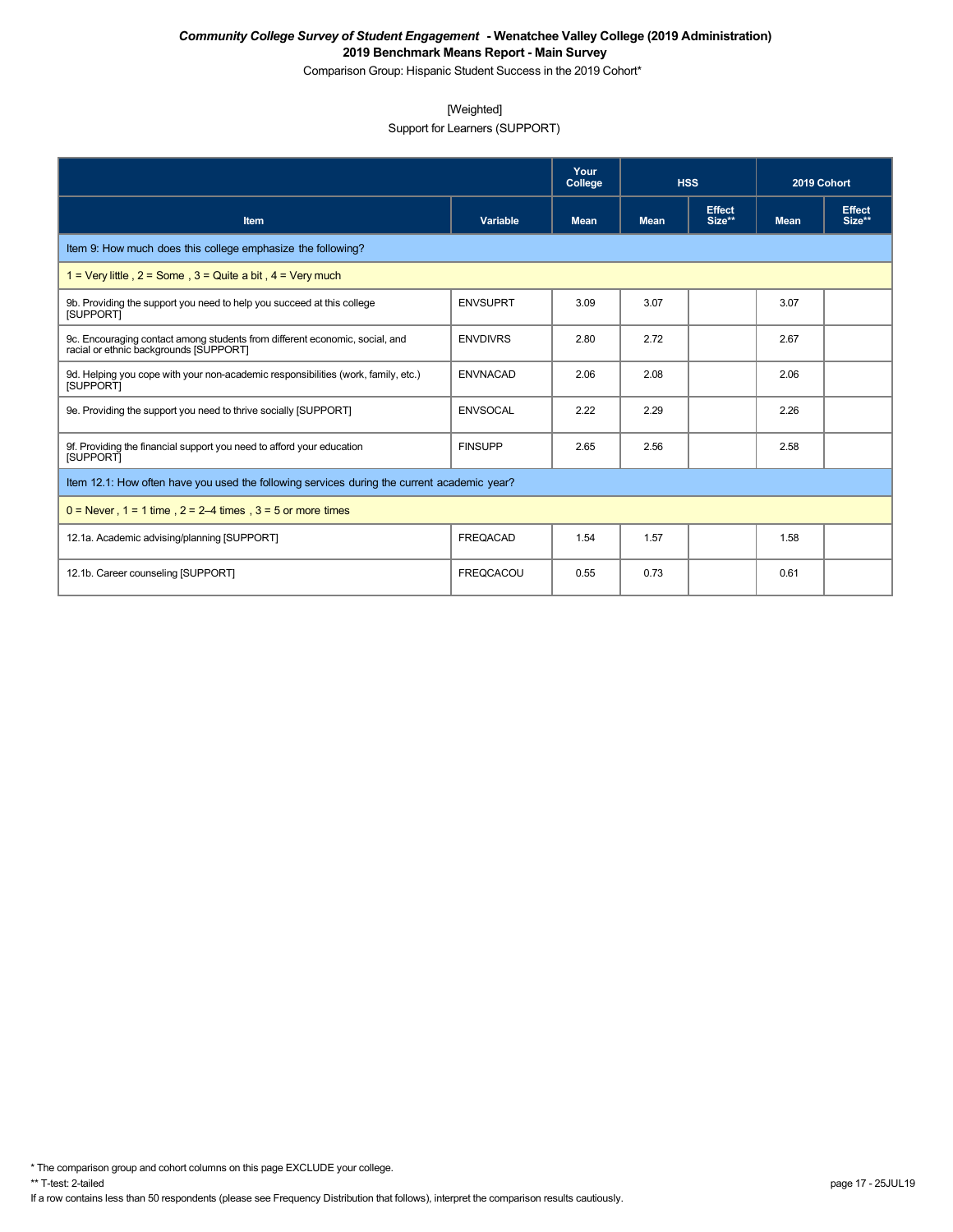***Community College Survey of Student Engagement*  - Wenatchee Valley College (2019 Administration)**
**2019 Benchmark Means Report - Main Survey**

Comparison Group: Hispanic Student Success in the 2019 Cohort*

[Weighted]

Support for Learners (SUPPORT)

| | | Your College | HSS | | 2019 Cohort | |
|---|---|---|---|---|---|---|
| **Item** | **Variable** | **Mean** | **Mean** | **Effect Size**** | **Mean** | **Effect Size**** |
| Item 9: How much does this college emphasize the following? | | | | | | |
| 1 = Very little , 2 = Some , 3 = Quite a bit , 4 = Very much | | | | | | |
| 9b. Providing the support you need to help you succeed at this college [SUPPORT] | ENVSUPRT | 3.09 | 3.07 | | 3.07 | |
| 9c. Encouraging contact among students from different economic, social, and racial or ethnic backgrounds [SUPPORT] | ENVDIVRS | 2.80 | 2.72 | | 2.67 | |
| 9d. Helping you cope with your non-academic responsibilities (work, family, etc.) [SUPPORT] | ENVNACAD | 2.06 | 2.08 | | 2.06 | |
| 9e. Providing the support you need to thrive socially [SUPPORT] | ENVSOCAL | 2.22 | 2.29 | | 2.26 | |
| 9f. Providing the financial support you need to afford your education [SUPPORT] | FINSUPP | 2.65 | 2.56 | | 2.58 | |
| Item 12.1: How often have you used the following services during the current academic year? | | | | | | |
| 0 = Never , 1 = 1 time , 2 = 2–4 times , 3 = 5 or more times | | | | | | |
| 12.1a. Academic advising/planning [SUPPORT] | FREQACAD | 1.54 | 1.57 | | 1.58 | |
| 12.1b. Career counseling [SUPPORT] | FREQCACOU | 0.55 | 0.73 | | 0.61 | |

\* The comparison group and cohort columns on this page EXCLUDE your college.

** T-test: 2-tailed

If a row contains less than 50 respondents (please see Frequency Distribution that follows), interpret the comparison results cautiously.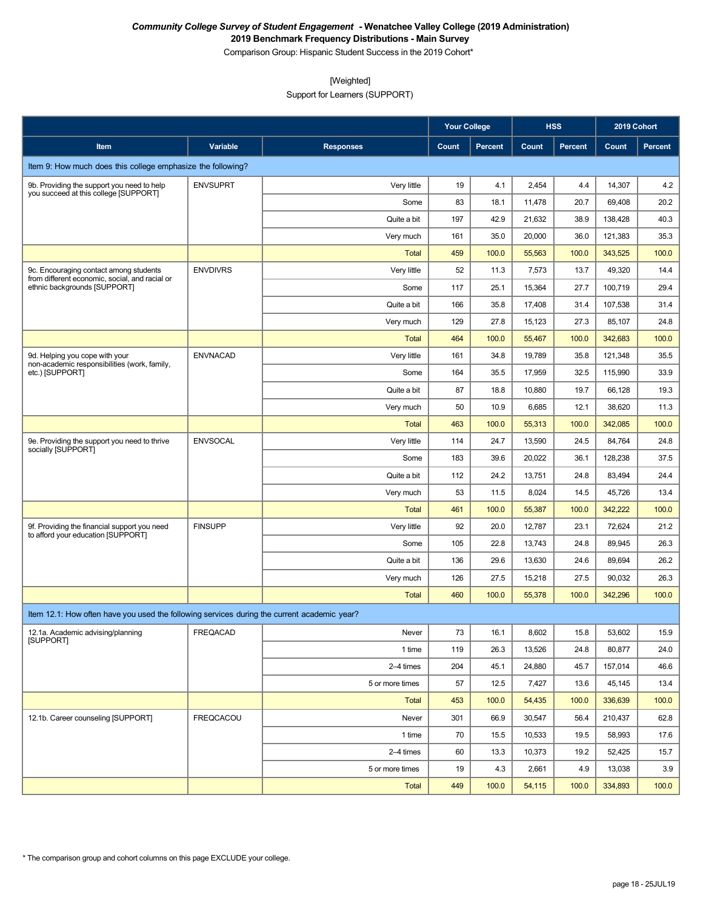***Community College Survey of Student Engagement* - Wenatchee Valley College (2019 Administration)**
**2019 Benchmark Frequency Distributions - Main Survey**
Comparison Group: Hispanic Student Success in the 2019 Cohort*

[Weighted]
Support for Learners (SUPPORT)

| | | | Your College | | HSS | | 2019 Cohort | |
|---|---|---|---|---|---|---|---|---|
| **Item** | **Variable** | **Responses** | **Count** | **Percent** | **Count** | **Percent** | **Count** | **Percent** |
| Item 9: How much does this college emphasize the following? | | | | | | | | |
| 9b. Providing the support you need to help you succeed at this college [SUPPORT] | ENVSUPRT | Very little | 19 | 4.1 | 2,454 | 4.4 | 14,307 | 4.2 |
| | | Some | 83 | 18.1 | 11,478 | 20.7 | 69,408 | 20.2 |
| | | Quite a bit | 197 | 42.9 | 21,632 | 38.9 | 138,428 | 40.3 |
| | | Very much | 161 | 35.0 | 20,000 | 36.0 | 121,383 | 35.3 |
| | | Total | 459 | 100.0 | 55,563 | 100.0 | 343,525 | 100.0 |
| 9c. Encouraging contact among students from different economic, social, and racial or ethnic backgrounds [SUPPORT] | ENVDIVRS | Very little | 52 | 11.3 | 7,573 | 13.7 | 49,320 | 14.4 |
| | | Some | 117 | 25.1 | 15,364 | 27.7 | 100,719 | 29.4 |
| | | Quite a bit | 166 | 35.8 | 17,408 | 31.4 | 107,538 | 31.4 |
| | | Very much | 129 | 27.8 | 15,123 | 27.3 | 85,107 | 24.8 |
| | | Total | 464 | 100.0 | 55,467 | 100.0 | 342,683 | 100.0 |
| 9d. Helping you cope with your non-academic responsibilities (work, family, etc.) [SUPPORT] | ENVNACAD | Very little | 161 | 34.8 | 19,789 | 35.8 | 121,348 | 35.5 |
| | | Some | 164 | 35.5 | 17,959 | 32.5 | 115,990 | 33.9 |
| | | Quite a bit | 87 | 18.8 | 10,880 | 19.7 | 66,128 | 19.3 |
| | | Very much | 50 | 10.9 | 6,685 | 12.1 | 38,620 | 11.3 |
| | | Total | 463 | 100.0 | 55,313 | 100.0 | 342,085 | 100.0 |
| 9e. Providing the support you need to thrive socially [SUPPORT] | ENVSOCAL | Very little | 114 | 24.7 | 13,590 | 24.5 | 84,764 | 24.8 |
| | | Some | 183 | 39.6 | 20,022 | 36.1 | 128,238 | 37.5 |
| | | Quite a bit | 112 | 24.2 | 13,751 | 24.8 | 83,494 | 24.4 |
| | | Very much | 53 | 11.5 | 8,024 | 14.5 | 45,726 | 13.4 |
| | | Total | 461 | 100.0 | 55,387 | 100.0 | 342,222 | 100.0 |
| 9f. Providing the financial support you need to afford your education [SUPPORT] | FINSUPP | Very little | 92 | 20.0 | 12,787 | 23.1 | 72,624 | 21.2 |
| | | Some | 105 | 22.8 | 13,743 | 24.8 | 89,945 | 26.3 |
| | | Quite a bit | 136 | 29.6 | 13,630 | 24.6 | 89,694 | 26.2 |
| | | Very much | 126 | 27.5 | 15,218 | 27.5 | 90,032 | 26.3 |
| | | Total | 460 | 100.0 | 55,378 | 100.0 | 342,296 | 100.0 |
| Item 12.1: How often have you used the following services during the current academic year? | | | | | | | | |
| 12.1a. Academic advising/planning [SUPPORT] | FREQACAD | Never | 73 | 16.1 | 8,602 | 15.8 | 53,602 | 15.9 |
| | | 1 time | 119 | 26.3 | 13,526 | 24.8 | 80,877 | 24.0 |
| | | 2–4 times | 204 | 45.1 | 24,880 | 45.7 | 157,014 | 46.6 |
| | | 5 or more times | 57 | 12.5 | 7,427 | 13.6 | 45,145 | 13.4 |
| | | Total | 453 | 100.0 | 54,435 | 100.0 | 336,639 | 100.0 |
| 12.1b. Career counseling [SUPPORT] | FREQCACOU | Never | 301 | 66.9 | 30,547 | 56.4 | 210,437 | 62.8 |
| | | 1 time | 70 | 15.5 | 10,533 | 19.5 | 58,993 | 17.6 |
| | | 2–4 times | 60 | 13.3 | 10,373 | 19.2 | 52,425 | 15.7 |
| | | 5 or more times | 19 | 4.3 | 2,661 | 4.9 | 13,038 | 3.9 |
| | | Total | 449 | 100.0 | 54,115 | 100.0 | 334,893 | 100.0 |

* The comparison group and cohort columns on this page EXCLUDE your college.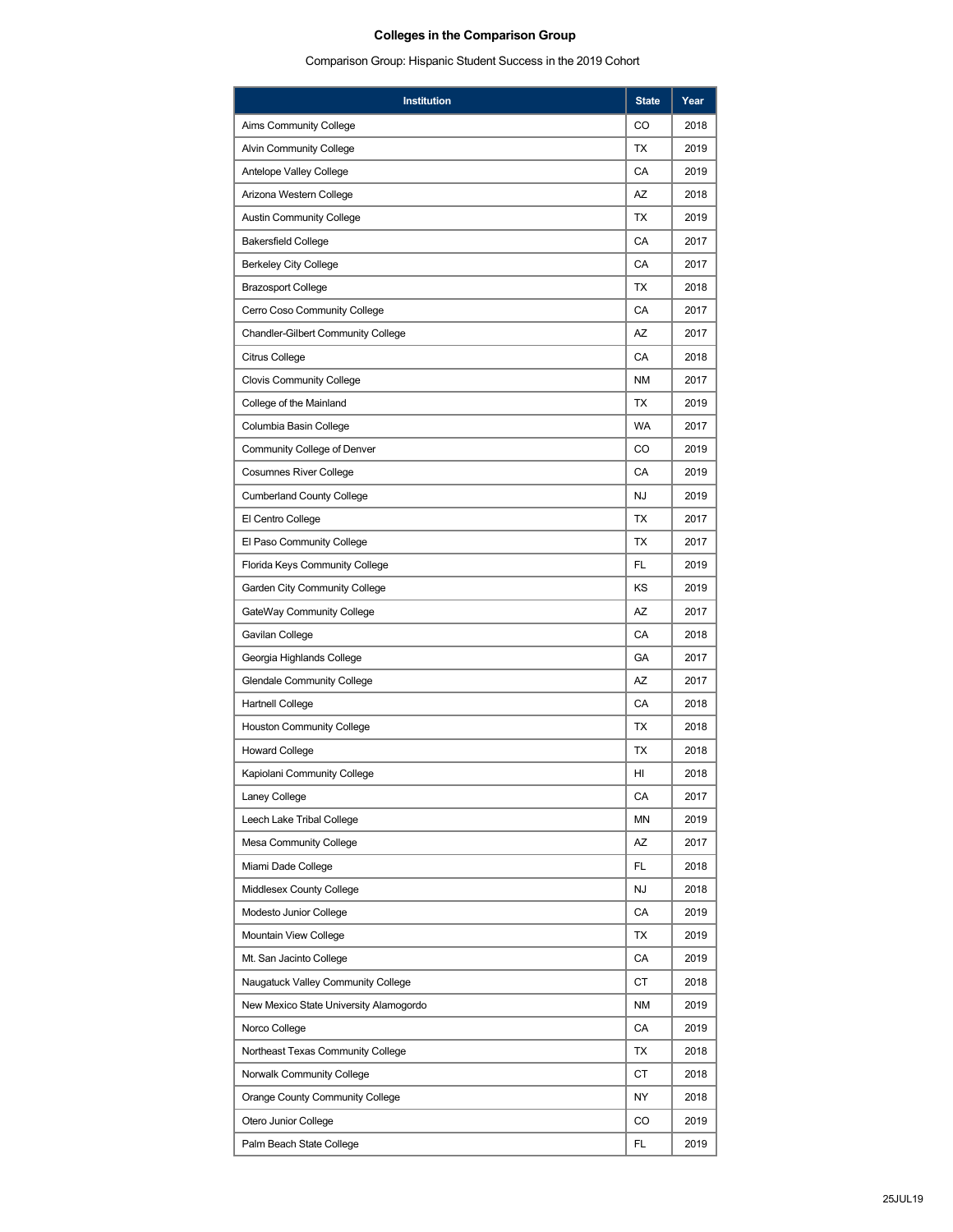# Colleges in the Comparison Group

Comparison Group: Hispanic Student Success in the 2019 Cohort

| Institution | State | Year |
|---|---|---|
| Aims Community College | CO | 2018 |
| Alvin Community College | TX | 2019 |
| Antelope Valley College | CA | 2019 |
| Arizona Western College | AZ | 2018 |
| Austin Community College | TX | 2019 |
| Bakersfield College | CA | 2017 |
| Berkeley City College | CA | 2017 |
| Brazosport College | TX | 2018 |
| Cerro Coso Community College | CA | 2017 |
| Chandler-Gilbert Community College | AZ | 2017 |
| Citrus College | CA | 2018 |
| Clovis Community College | NM | 2017 |
| College of the Mainland | TX | 2019 |
| Columbia Basin College | WA | 2017 |
| Community College of Denver | CO | 2019 |
| Cosumnes River College | CA | 2019 |
| Cumberland County College | NJ | 2019 |
| El Centro College | TX | 2017 |
| El Paso Community College | TX | 2017 |
| Florida Keys Community College | FL | 2019 |
| Garden City Community College | KS | 2019 |
| GateWay Community College | AZ | 2017 |
| Gavilan College | CA | 2018 |
| Georgia Highlands College | GA | 2017 |
| Glendale Community College | AZ | 2017 |
| Hartnell College | CA | 2018 |
| Houston Community College | TX | 2018 |
| Howard College | TX | 2018 |
| Kapiolani Community College | HI | 2018 |
| Laney College | CA | 2017 |
| Leech Lake Tribal College | MN | 2019 |
| Mesa Community College | AZ | 2017 |
| Miami Dade College | FL | 2018 |
| Middlesex County College | NJ | 2018 |
| Modesto Junior College | CA | 2019 |
| Mountain View College | TX | 2019 |
| Mt. San Jacinto College | CA | 2019 |
| Naugatuck Valley Community College | CT | 2018 |
| New Mexico State University Alamogordo | NM | 2019 |
| Norco College | CA | 2019 |
| Northeast Texas Community College | TX | 2018 |
| Norwalk Community College | CT | 2018 |
| Orange County Community College | NY | 2018 |
| Otero Junior College | CO | 2019 |
| Palm Beach State College | FL | 2019 |

25JUL19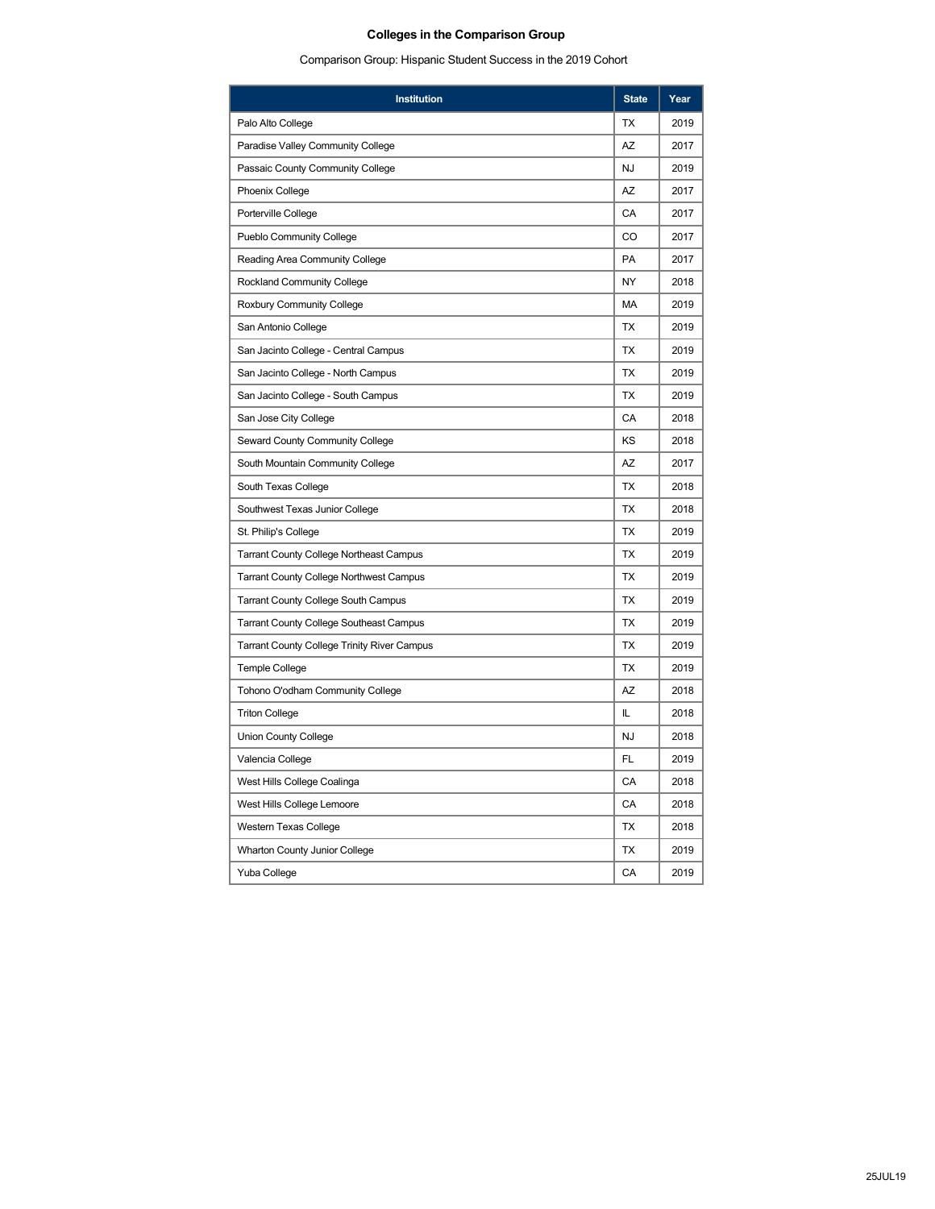# Colleges in the Comparison Group

Comparison Group: Hispanic Student Success in the 2019 Cohort

| Institution | State | Year |
|---|---|---|
| Palo Alto College | TX | 2019 |
| Paradise Valley Community College | AZ | 2017 |
| Passaic County Community College | NJ | 2019 |
| Phoenix College | AZ | 2017 |
| Porterville College | CA | 2017 |
| Pueblo Community College | CO | 2017 |
| Reading Area Community College | PA | 2017 |
| Rockland Community College | NY | 2018 |
| Roxbury Community College | MA | 2019 |
| San Antonio College | TX | 2019 |
| San Jacinto College - Central Campus | TX | 2019 |
| San Jacinto College - North Campus | TX | 2019 |
| San Jacinto College - South Campus | TX | 2019 |
| San Jose City College | CA | 2018 |
| Seward County Community College | KS | 2018 |
| South Mountain Community College | AZ | 2017 |
| South Texas College | TX | 2018 |
| Southwest Texas Junior College | TX | 2018 |
| St. Philip's College | TX | 2019 |
| Tarrant County College Northeast Campus | TX | 2019 |
| Tarrant County College Northwest Campus | TX | 2019 |
| Tarrant County College South Campus | TX | 2019 |
| Tarrant County College Southeast Campus | TX | 2019 |
| Tarrant County College Trinity River Campus | TX | 2019 |
| Temple College | TX | 2019 |
| Tohono O'odham Community College | AZ | 2018 |
| Triton College | IL | 2018 |
| Union County College | NJ | 2018 |
| Valencia College | FL | 2019 |
| West Hills College Coalinga | CA | 2018 |
| West Hills College Lemoore | CA | 2018 |
| Western Texas College | TX | 2018 |
| Wharton County Junior College | TX | 2019 |
| Yuba College | CA | 2019 |

25JUL19